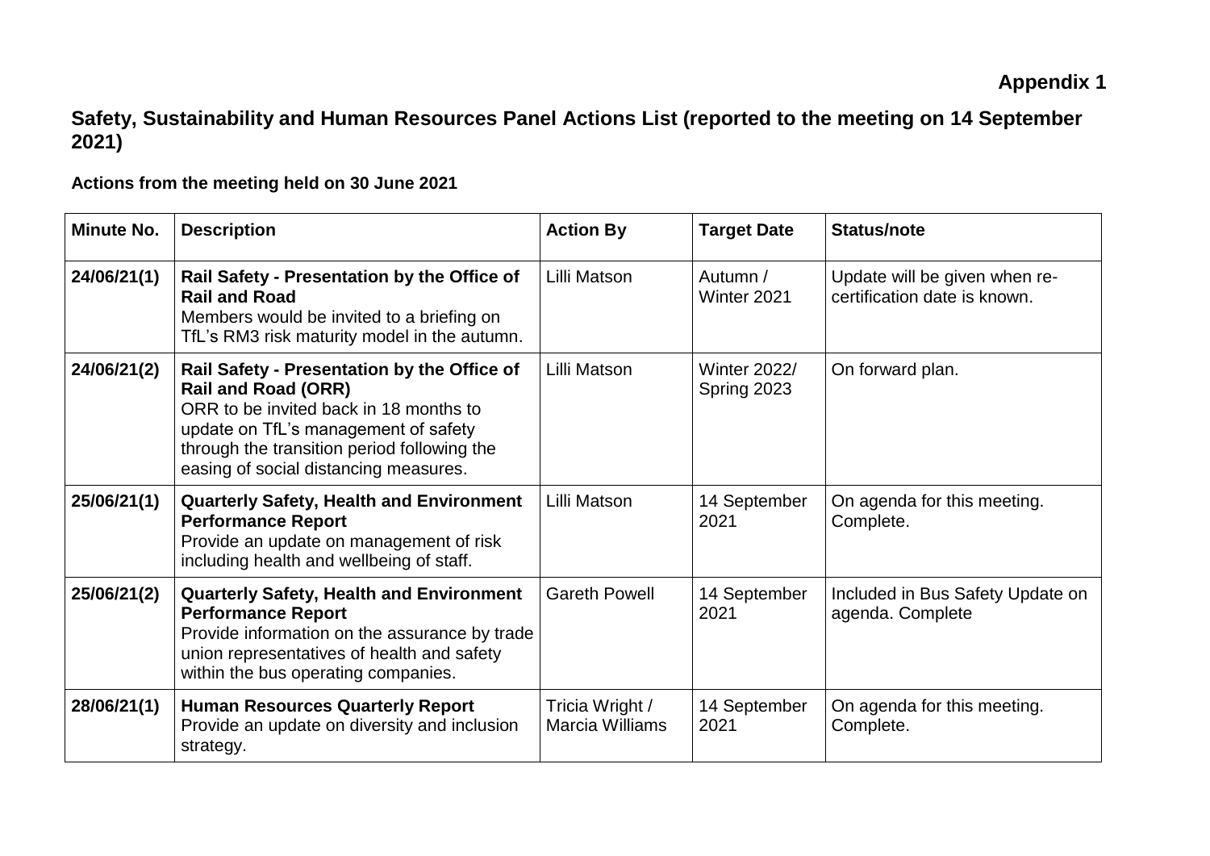**Appendix 1**

## Safety, Sustainability and Human Resources Panel Actions List (reported to the meeting on 14 September 2021)

### Actions from the meeting held on 30 June 2021

| Minute No. | Description | Action By | Target Date | Status/note |
|---|---|---|---|---|
| 24/06/21(1) | **Rail Safety - Presentation by the Office of Rail and Road** Members would be invited to a briefing on TfL's RM3 risk maturity model in the autumn. | Lilli Matson | Autumn / Winter 2021 | Update will be given when re-certification date is known. |
| 24/06/21(2) | **Rail Safety - Presentation by the Office of Rail and Road (ORR)** ORR to be invited back in 18 months to update on TfL's management of safety through the transition period following the easing of social distancing measures. | Lilli Matson | Winter 2022/ Spring 2023 | On forward plan. |
| 25/06/21(1) | **Quarterly Safety, Health and Environment Performance Report** Provide an update on management of risk including health and wellbeing of staff. | Lilli Matson | 14 September 2021 | On agenda for this meeting. Complete. |
| 25/06/21(2) | **Quarterly Safety, Health and Environment Performance Report** Provide information on the assurance by trade union representatives of health and safety within the bus operating companies. | Gareth Powell | 14 September 2021 | Included in Bus Safety Update on agenda. Complete |
| 28/06/21(1) | **Human Resources Quarterly Report** Provide an update on diversity and inclusion strategy. | Tricia Wright / Marcia Williams | 14 September 2021 | On agenda for this meeting. Complete. |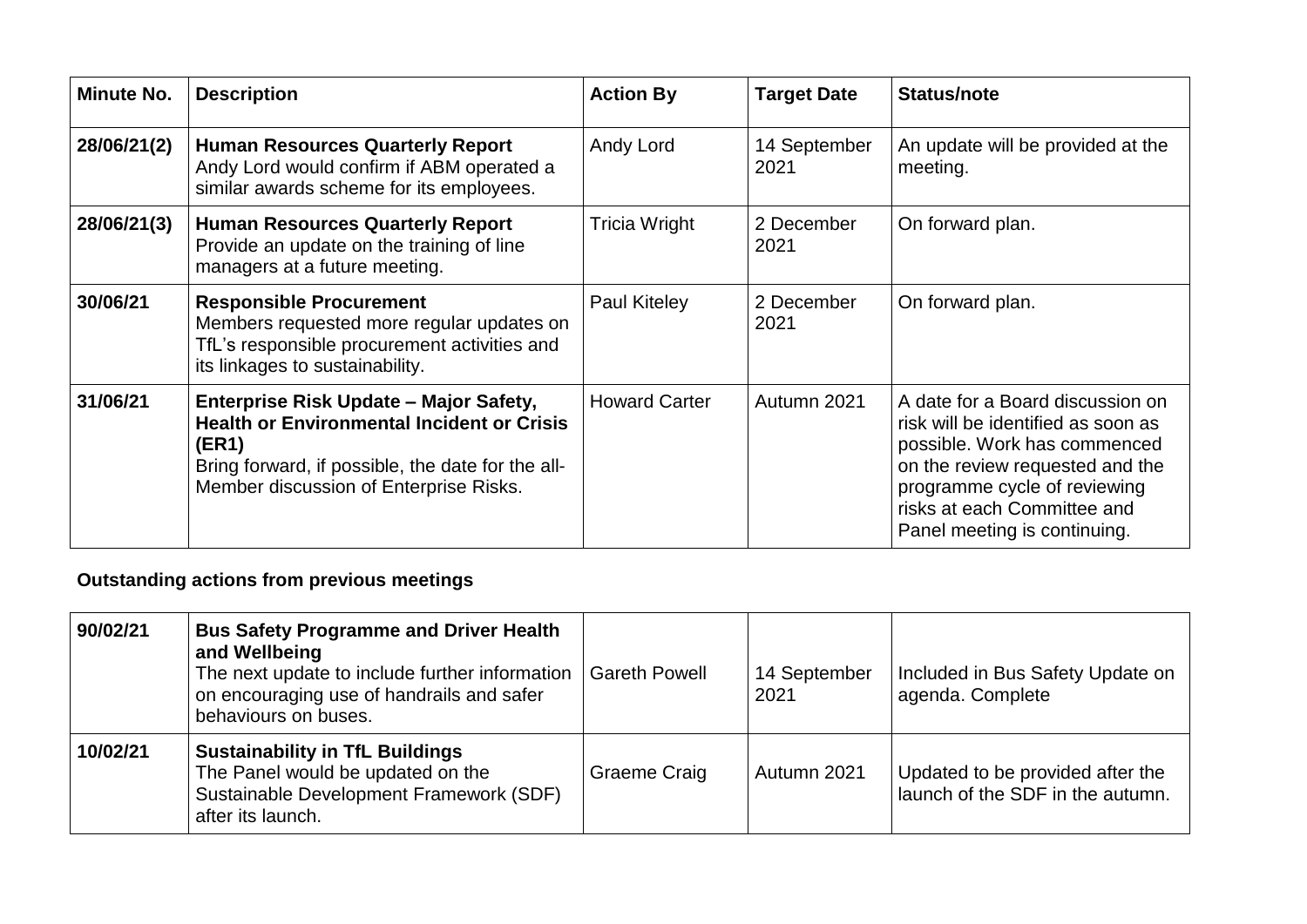| Minute No. | Description | Action By | Target Date | Status/note |
| --- | --- | --- | --- | --- |
| 28/06/21(2) | **Human Resources Quarterly Report** Andy Lord would confirm if ABM operated a similar awards scheme for its employees. | Andy Lord | 14 September 2021 | An update will be provided at the meeting. |
| 28/06/21(3) | **Human Resources Quarterly Report** Provide an update on the training of line managers at a future meeting. | Tricia Wright | 2 December 2021 | On forward plan. |
| 30/06/21 | **Responsible Procurement** Members requested more regular updates on TfL's responsible procurement activities and its linkages to sustainability. | Paul Kiteley | 2 December 2021 | On forward plan. |
| 31/06/21 | **Enterprise Risk Update – Major Safety, Health or Environmental Incident or Crisis (ER1)** Bring forward, if possible, the date for the all-Member discussion of Enterprise Risks. | Howard Carter | Autumn 2021 | A date for a Board discussion on risk will be identified as soon as possible. Work has commenced on the review requested and the programme cycle of reviewing risks at each Committee and Panel meeting is continuing. |

**Outstanding actions from previous meetings**

| | | | | |
| --- | --- | --- | --- | --- |
| 90/02/21 | **Bus Safety Programme and Driver Health and Wellbeing** The next update to include further information on encouraging use of handrails and safer behaviours on buses. | Gareth Powell | 14 September 2021 | Included in Bus Safety Update on agenda. Complete |
| 10/02/21 | **Sustainability in TfL Buildings** The Panel would be updated on the Sustainable Development Framework (SDF) after its launch. | Graeme Craig | Autumn 2021 | Updated to be provided after the launch of the SDF in the autumn. |